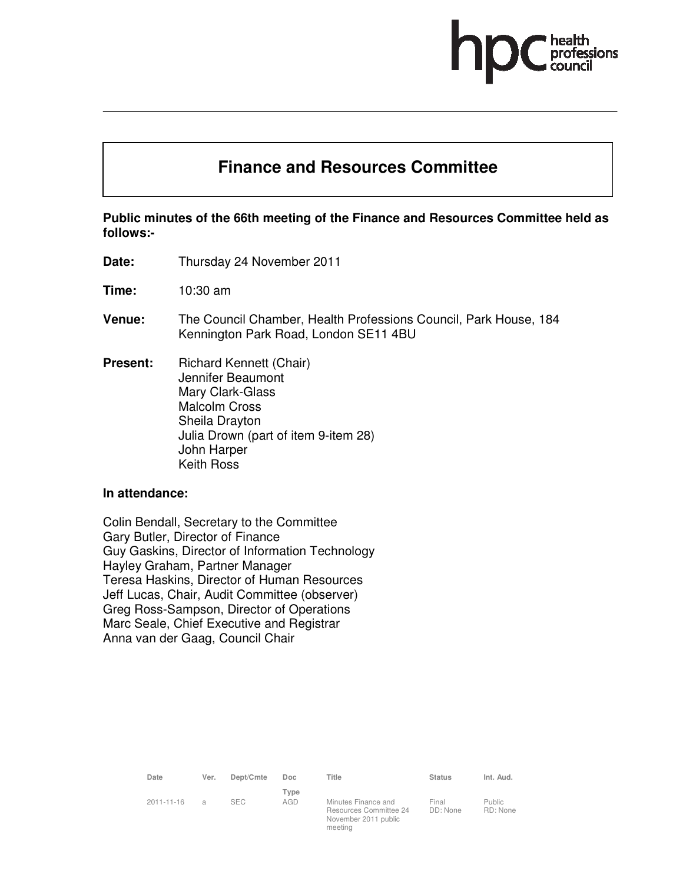# Finance and Resources Committee

**Public minutes of the 66th meeting of the Finance and Resources Committee held as follows:-**

**Date:** Thursday 24 November 2011

**Time:** 10:30 am

**Venue:** The Council Chamber, Health Professions Council, Park House, 184 Kennington Park Road, London SE11 4BU

**Present:** Richard Kennett (Chair)
Jennifer Beaumont
Mary Clark-Glass
Malcolm Cross
Sheila Drayton
Julia Drown (part of item 9-item 28)
John Harper
Keith Ross

**In attendance:**

Colin Bendall, Secretary to the Committee
Gary Butler, Director of Finance
Guy Gaskins, Director of Information Technology
Hayley Graham, Partner Manager
Teresa Haskins, Director of Human Resources
Jeff Lucas, Chair, Audit Committee (observer)
Greg Ross-Sampson, Director of Operations
Marc Seale, Chief Executive and Registrar
Anna van der Gaag, Council Chair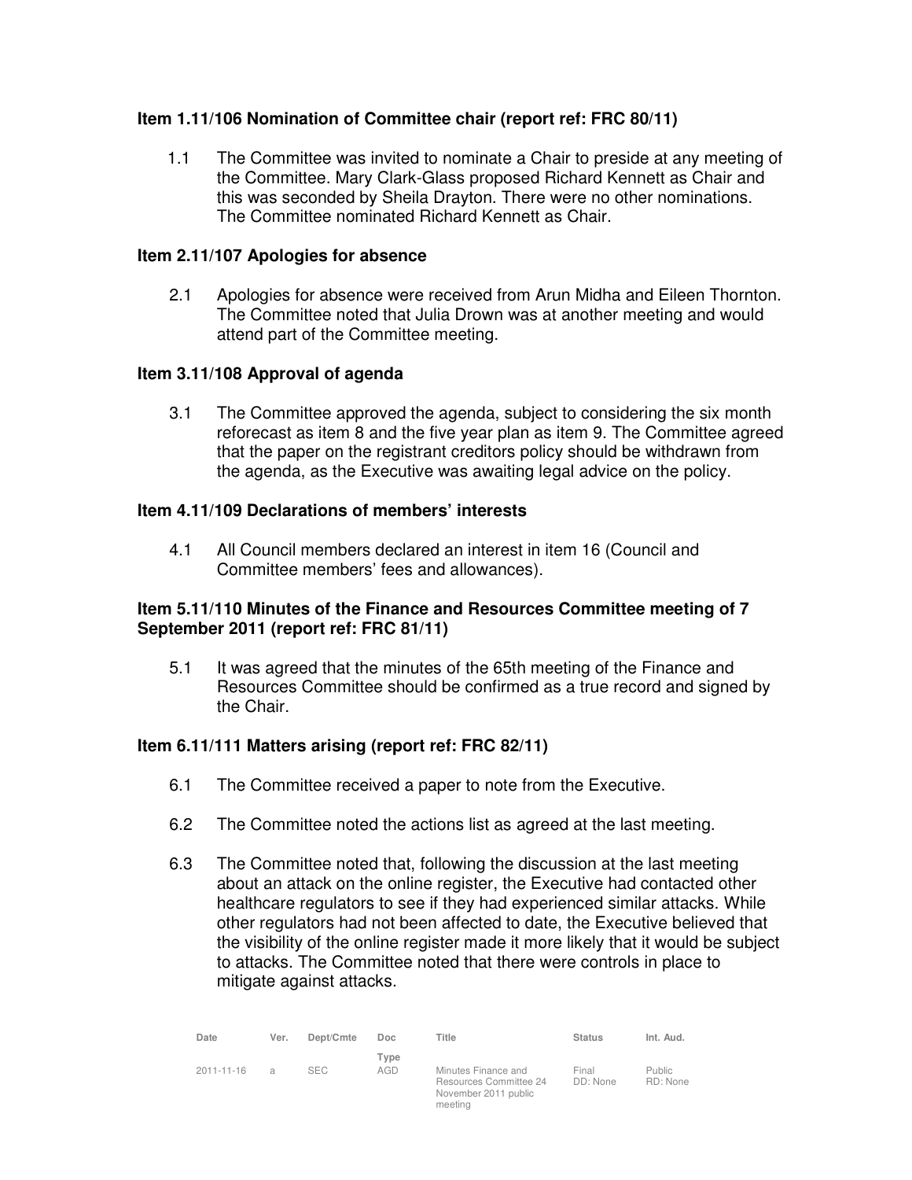### Item 1.11/106 Nomination of Committee chair (report ref: FRC 80/11)

1.1 The Committee was invited to nominate a Chair to preside at any meeting of the Committee. Mary Clark-Glass proposed Richard Kennett as Chair and this was seconded by Sheila Drayton. There were no other nominations. The Committee nominated Richard Kennett as Chair.

### Item 2.11/107 Apologies for absence

2.1 Apologies for absence were received from Arun Midha and Eileen Thornton. The Committee noted that Julia Drown was at another meeting and would attend part of the Committee meeting.

### Item 3.11/108 Approval of agenda

3.1 The Committee approved the agenda, subject to considering the six month reforecast as item 8 and the five year plan as item 9. The Committee agreed that the paper on the registrant creditors policy should be withdrawn from the agenda, as the Executive was awaiting legal advice on the policy.

### Item 4.11/109 Declarations of members' interests

4.1 All Council members declared an interest in item 16 (Council and Committee members' fees and allowances).

### Item 5.11/110 Minutes of the Finance and Resources Committee meeting of 7 September 2011 (report ref: FRC 81/11)

5.1 It was agreed that the minutes of the 65th meeting of the Finance and Resources Committee should be confirmed as a true record and signed by the Chair.

### Item 6.11/111 Matters arising (report ref: FRC 82/11)

6.1 The Committee received a paper to note from the Executive.

6.2 The Committee noted the actions list as agreed at the last meeting.

6.3 The Committee noted that, following the discussion at the last meeting about an attack on the online register, the Executive had contacted other healthcare regulators to see if they had experienced similar attacks. While other regulators had not been affected to date, the Executive believed that the visibility of the online register made it more likely that it would be subject to attacks. The Committee noted that there were controls in place to mitigate against attacks.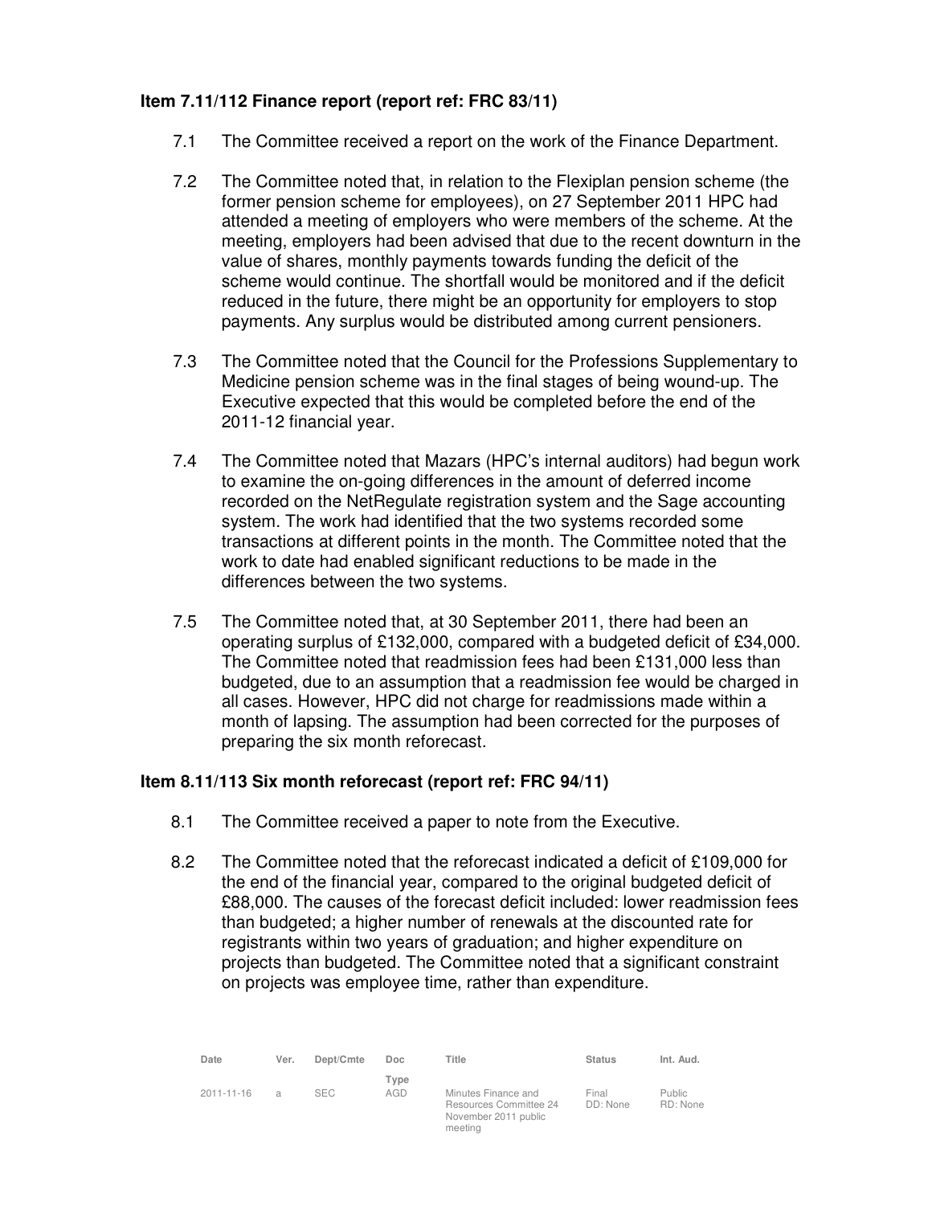### Item 7.11/112 Finance report (report ref: FRC 83/11)

7.1 The Committee received a report on the work of the Finance Department.

7.2 The Committee noted that, in relation to the Flexiplan pension scheme (the former pension scheme for employees), on 27 September 2011 HPC had attended a meeting of employers who were members of the scheme. At the meeting, employers had been advised that due to the recent downturn in the value of shares, monthly payments towards funding the deficit of the scheme would continue. The shortfall would be monitored and if the deficit reduced in the future, there might be an opportunity for employers to stop payments. Any surplus would be distributed among current pensioners.

7.3 The Committee noted that the Council for the Professions Supplementary to Medicine pension scheme was in the final stages of being wound-up. The Executive expected that this would be completed before the end of the 2011-12 financial year.

7.4 The Committee noted that Mazars (HPC's internal auditors) had begun work to examine the on-going differences in the amount of deferred income recorded on the NetRegulate registration system and the Sage accounting system. The work had identified that the two systems recorded some transactions at different points in the month. The Committee noted that the work to date had enabled significant reductions to be made in the differences between the two systems.

7.5 The Committee noted that, at 30 September 2011, there had been an operating surplus of £132,000, compared with a budgeted deficit of £34,000. The Committee noted that readmission fees had been £131,000 less than budgeted, due to an assumption that a readmission fee would be charged in all cases. However, HPC did not charge for readmissions made within a month of lapsing. The assumption had been corrected for the purposes of preparing the six month reforecast.

### Item 8.11/113 Six month reforecast (report ref: FRC 94/11)

8.1 The Committee received a paper to note from the Executive.

8.2 The Committee noted that the reforecast indicated a deficit of £109,000 for the end of the financial year, compared to the original budgeted deficit of £88,000. The causes of the forecast deficit included: lower readmission fees than budgeted; a higher number of renewals at the discounted rate for registrants within two years of graduation; and higher expenditure on projects than budgeted. The Committee noted that a significant constraint on projects was employee time, rather than expenditure.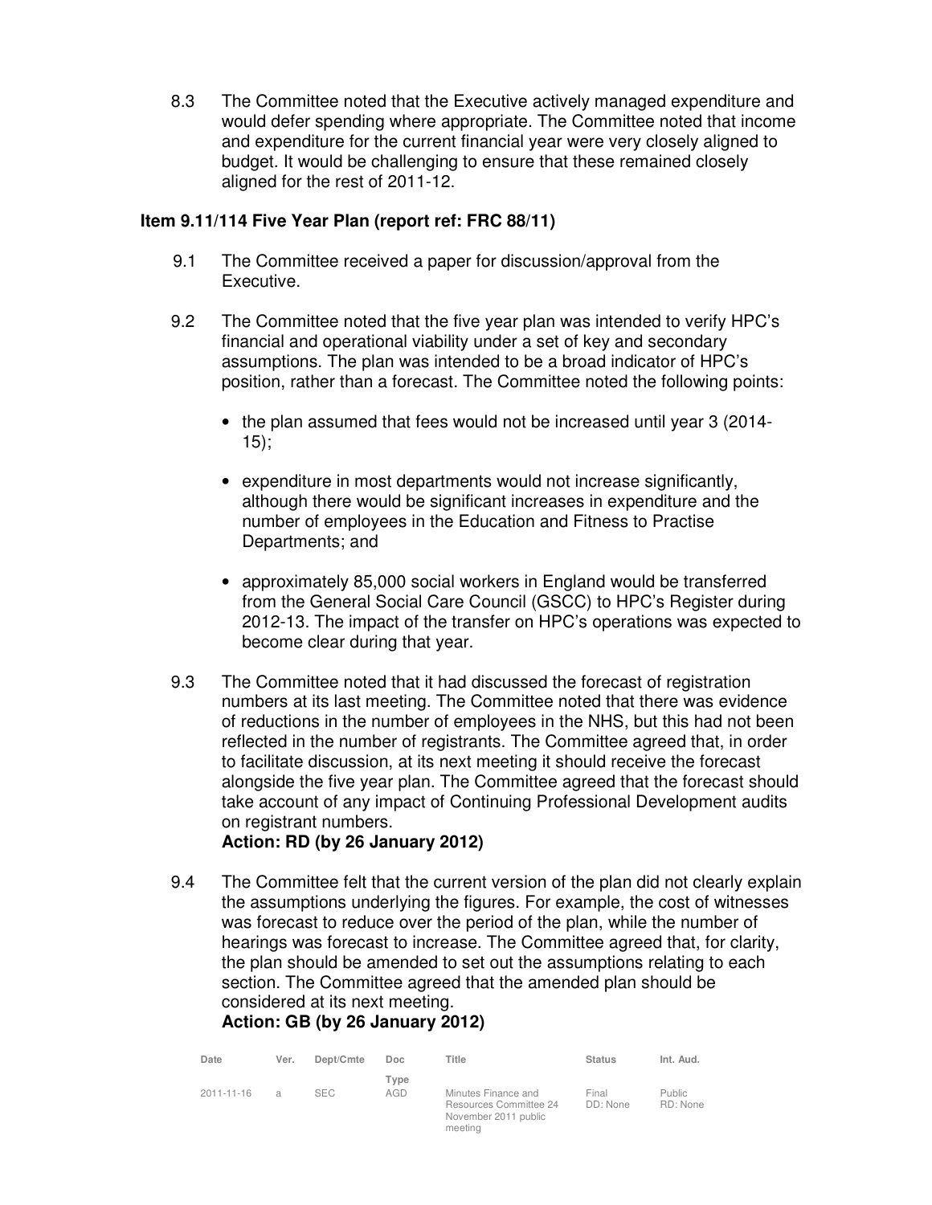8.3 The Committee noted that the Executive actively managed expenditure and would defer spending where appropriate. The Committee noted that income and expenditure for the current financial year were very closely aligned to budget. It would be challenging to ensure that these remained closely aligned for the rest of 2011-12.

**Item 9.11/114 Five Year Plan (report ref: FRC 88/11)**

9.1 The Committee received a paper for discussion/approval from the Executive.

9.2 The Committee noted that the five year plan was intended to verify HPC's financial and operational viability under a set of key and secondary assumptions. The plan was intended to be a broad indicator of HPC's position, rather than a forecast. The Committee noted the following points:

- the plan assumed that fees would not be increased until year 3 (2014-15);
- expenditure in most departments would not increase significantly, although there would be significant increases in expenditure and the number of employees in the Education and Fitness to Practise Departments; and
- approximately 85,000 social workers in England would be transferred from the General Social Care Council (GSCC) to HPC's Register during 2012-13. The impact of the transfer on HPC's operations was expected to become clear during that year.

9.3 The Committee noted that it had discussed the forecast of registration numbers at its last meeting. The Committee noted that there was evidence of reductions in the number of employees in the NHS, but this had not been reflected in the number of registrants. The Committee agreed that, in order to facilitate discussion, at its next meeting it should receive the forecast alongside the five year plan. The Committee agreed that the forecast should take account of any impact of Continuing Professional Development audits on registrant numbers.
**Action: RD (by 26 January 2012)**

9.4 The Committee felt that the current version of the plan did not clearly explain the assumptions underlying the figures. For example, the cost of witnesses was forecast to reduce over the period of the plan, while the number of hearings was forecast to increase. The Committee agreed that, for clarity, the plan should be amended to set out the assumptions relating to each section. The Committee agreed that the amended plan should be considered at its next meeting.
**Action: GB (by 26 January 2012)**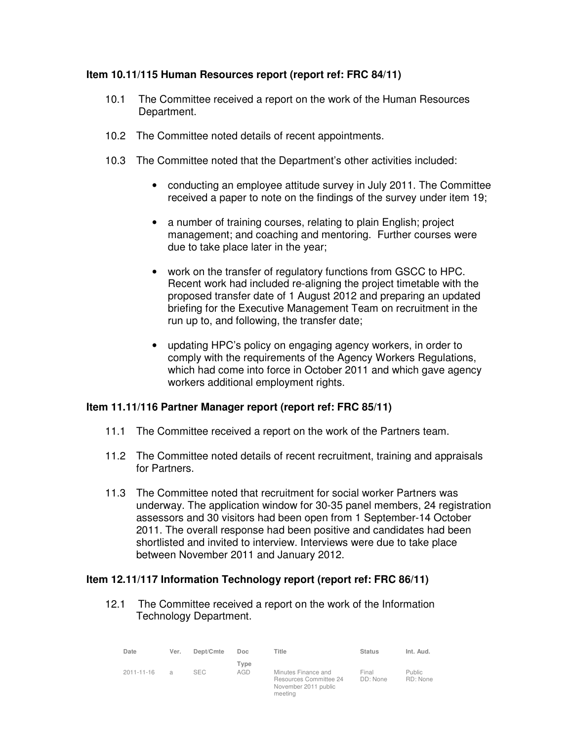**Item 10.11/115 Human Resources report (report ref: FRC 84/11)**

10.1 The Committee received a report on the work of the Human Resources Department.

10.2 The Committee noted details of recent appointments.

10.3 The Committee noted that the Department's other activities included:

- conducting an employee attitude survey in July 2011. The Committee received a paper to note on the findings of the survey under item 19;
- a number of training courses, relating to plain English; project management; and coaching and mentoring. Further courses were due to take place later in the year;
- work on the transfer of regulatory functions from GSCC to HPC. Recent work had included re-aligning the project timetable with the proposed transfer date of 1 August 2012 and preparing an updated briefing for the Executive Management Team on recruitment in the run up to, and following, the transfer date;
- updating HPC's policy on engaging agency workers, in order to comply with the requirements of the Agency Workers Regulations, which had come into force in October 2011 and which gave agency workers additional employment rights.

**Item 11.11/116 Partner Manager report (report ref: FRC 85/11)**

11.1 The Committee received a report on the work of the Partners team.

11.2 The Committee noted details of recent recruitment, training and appraisals for Partners.

11.3 The Committee noted that recruitment for social worker Partners was underway. The application window for 30-35 panel members, 24 registration assessors and 30 visitors had been open from 1 September-14 October 2011. The overall response had been positive and candidates had been shortlisted and invited to interview. Interviews were due to take place between November 2011 and January 2012.

**Item 12.11/117 Information Technology report (report ref: FRC 86/11)**

12.1 The Committee received a report on the work of the Information Technology Department.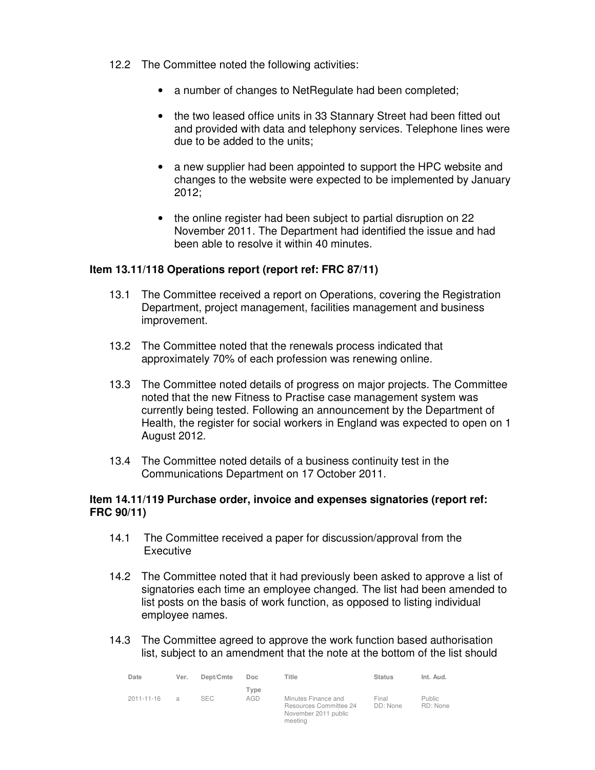12.2 The Committee noted the following activities:

- a number of changes to NetRegulate had been completed;
- the two leased office units in 33 Stannary Street had been fitted out and provided with data and telephony services. Telephone lines were due to be added to the units;
- a new supplier had been appointed to support the HPC website and changes to the website were expected to be implemented by January 2012;
- the online register had been subject to partial disruption on 22 November 2011. The Department had identified the issue and had been able to resolve it within 40 minutes.

**Item 13.11/118 Operations report (report ref: FRC 87/11)**

13.1 The Committee received a report on Operations, covering the Registration Department, project management, facilities management and business improvement.

13.2 The Committee noted that the renewals process indicated that approximately 70% of each profession was renewing online.

13.3 The Committee noted details of progress on major projects. The Committee noted that the new Fitness to Practise case management system was currently being tested. Following an announcement by the Department of Health, the register for social workers in England was expected to open on 1 August 2012.

13.4 The Committee noted details of a business continuity test in the Communications Department on 17 October 2011.

**Item 14.11/119 Purchase order, invoice and expenses signatories (report ref: FRC 90/11)**

14.1 The Committee received a paper for discussion/approval from the Executive

14.2 The Committee noted that it had previously been asked to approve a list of signatories each time an employee changed. The list had been amended to list posts on the basis of work function, as opposed to listing individual employee names.

14.3 The Committee agreed to approve the work function based authorisation list, subject to an amendment that the note at the bottom of the list should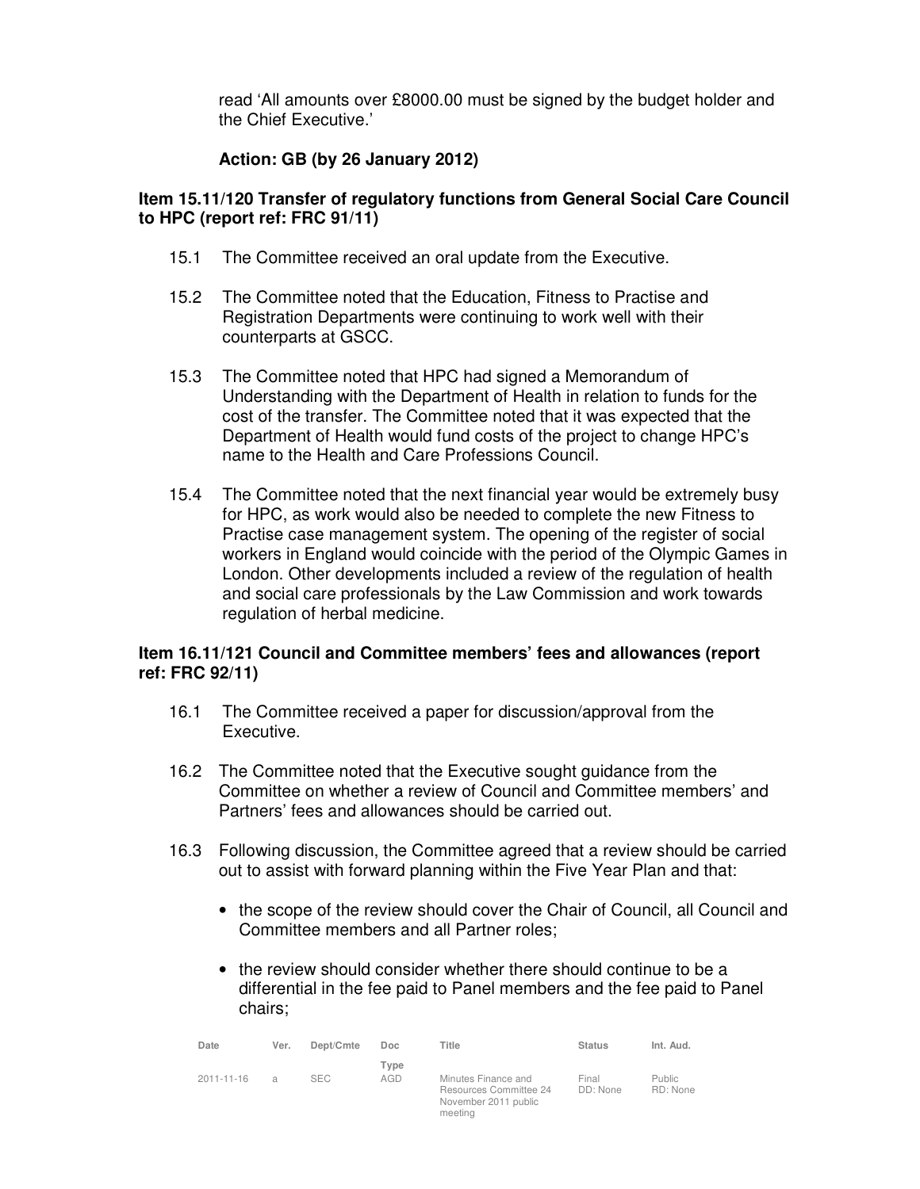read 'All amounts over £8000.00 must be signed by the budget holder and the Chief Executive.'

**Action: GB (by 26 January 2012)**

**Item 15.11/120 Transfer of regulatory functions from General Social Care Council to HPC (report ref: FRC 91/11)**

15.1 The Committee received an oral update from the Executive.

15.2 The Committee noted that the Education, Fitness to Practise and Registration Departments were continuing to work well with their counterparts at GSCC.

15.3 The Committee noted that HPC had signed a Memorandum of Understanding with the Department of Health in relation to funds for the cost of the transfer. The Committee noted that it was expected that the Department of Health would fund costs of the project to change HPC's name to the Health and Care Professions Council.

15.4 The Committee noted that the next financial year would be extremely busy for HPC, as work would also be needed to complete the new Fitness to Practise case management system. The opening of the register of social workers in England would coincide with the period of the Olympic Games in London. Other developments included a review of the regulation of health and social care professionals by the Law Commission and work towards regulation of herbal medicine.

**Item 16.11/121 Council and Committee members' fees and allowances (report ref: FRC 92/11)**

16.1 The Committee received a paper for discussion/approval from the Executive.

16.2 The Committee noted that the Executive sought guidance from the Committee on whether a review of Council and Committee members' and Partners' fees and allowances should be carried out.

16.3 Following discussion, the Committee agreed that a review should be carried out to assist with forward planning within the Five Year Plan and that:

- the scope of the review should cover the Chair of Council, all Council and Committee members and all Partner roles;
- the review should consider whether there should continue to be a differential in the fee paid to Panel members and the fee paid to Panel chairs;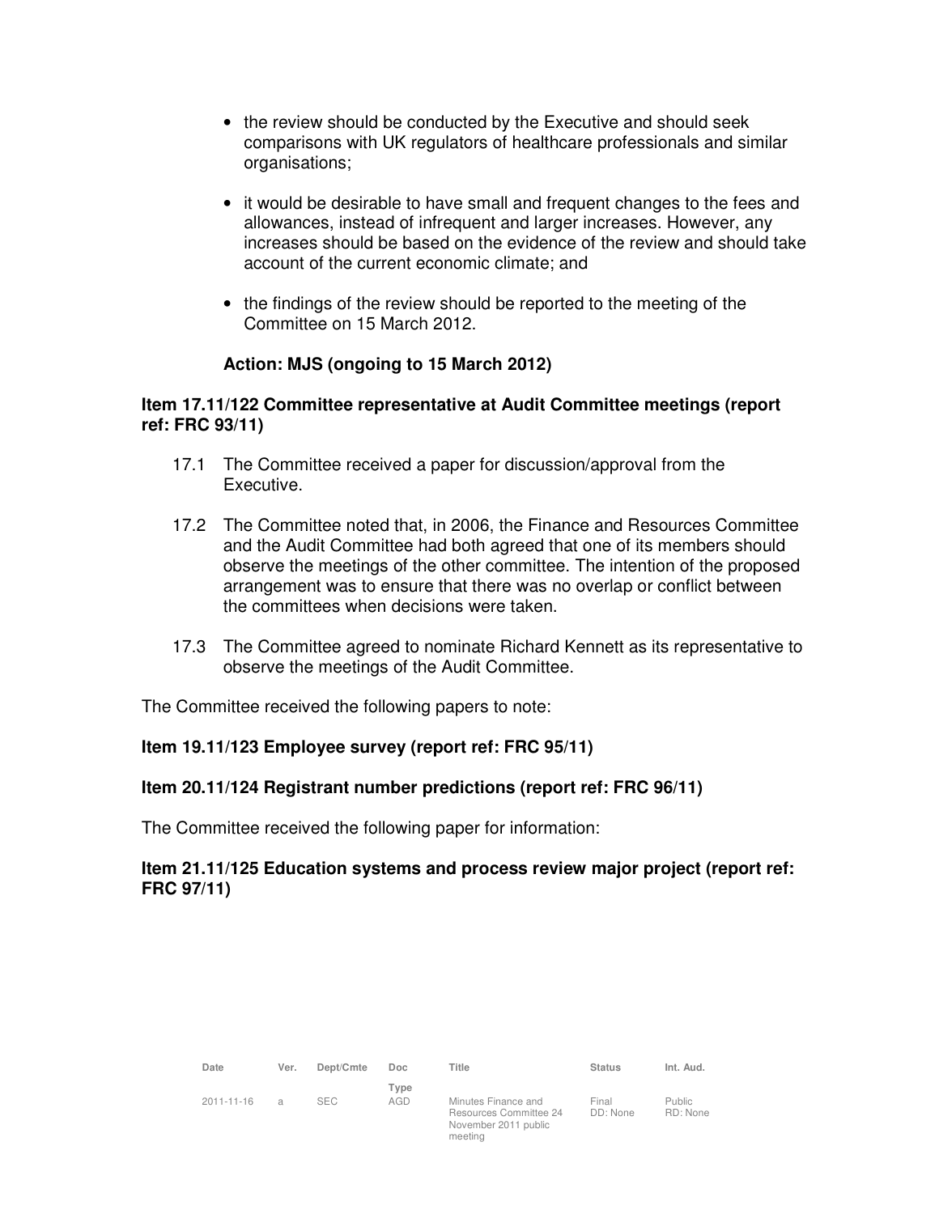- the review should be conducted by the Executive and should seek comparisons with UK regulators of healthcare professionals and similar organisations;

- it would be desirable to have small and frequent changes to the fees and allowances, instead of infrequent and larger increases. However, any increases should be based on the evidence of the review and should take account of the current economic climate; and

- the findings of the review should be reported to the meeting of the Committee on 15 March 2012.

**Action: MJS (ongoing to 15 March 2012)**

**Item 17.11/122 Committee representative at Audit Committee meetings (report ref: FRC 93/11)**

17.1 The Committee received a paper for discussion/approval from the Executive.

17.2 The Committee noted that, in 2006, the Finance and Resources Committee and the Audit Committee had both agreed that one of its members should observe the meetings of the other committee. The intention of the proposed arrangement was to ensure that there was no overlap or conflict between the committees when decisions were taken.

17.3 The Committee agreed to nominate Richard Kennett as its representative to observe the meetings of the Audit Committee.

The Committee received the following papers to note:

**Item 19.11/123 Employee survey (report ref: FRC 95/11)**

**Item 20.11/124 Registrant number predictions (report ref: FRC 96/11)**

The Committee received the following paper for information:

**Item 21.11/125 Education systems and process review major project (report ref: FRC 97/11)**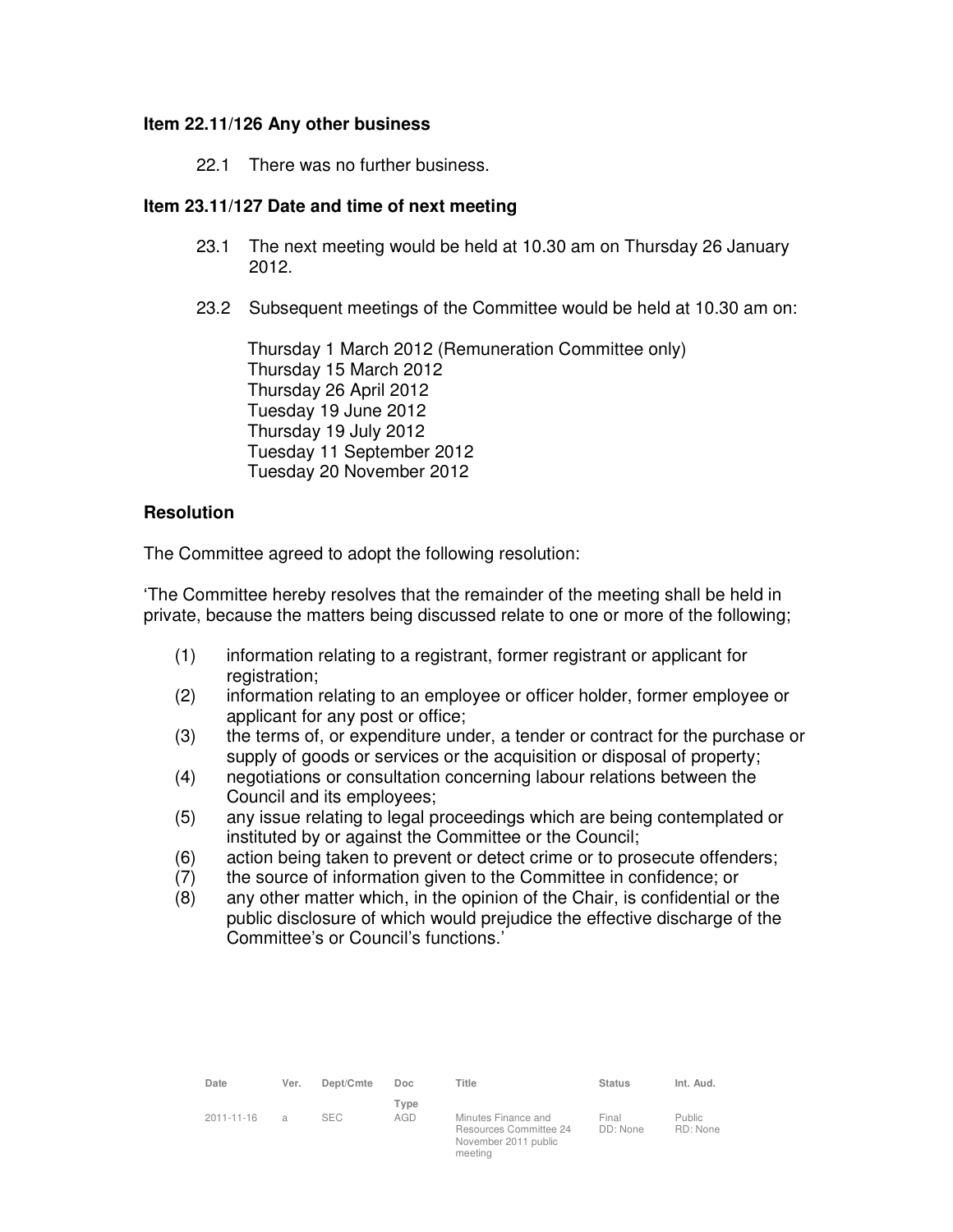**Item 22.11/126 Any other business**

22.1 There was no further business.

**Item 23.11/127 Date and time of next meeting**

23.1 The next meeting would be held at 10.30 am on Thursday 26 January 2012.

23.2 Subsequent meetings of the Committee would be held at 10.30 am on:

Thursday 1 March 2012 (Remuneration Committee only)
Thursday 15 March 2012
Thursday 26 April 2012
Tuesday 19 June 2012
Thursday 19 July 2012
Tuesday 11 September 2012
Tuesday 20 November 2012

## Resolution

The Committee agreed to adopt the following resolution:

'The Committee hereby resolves that the remainder of the meeting shall be held in private, because the matters being discussed relate to one or more of the following;

(1) information relating to a registrant, former registrant or applicant for registration;
(2) information relating to an employee or officer holder, former employee or applicant for any post or office;
(3) the terms of, or expenditure under, a tender or contract for the purchase or supply of goods or services or the acquisition or disposal of property;
(4) negotiations or consultation concerning labour relations between the Council and its employees;
(5) any issue relating to legal proceedings which are being contemplated or instituted by or against the Committee or the Council;
(6) action being taken to prevent or detect crime or to prosecute offenders;
(7) the source of information given to the Committee in confidence; or
(8) any other matter which, in the opinion of the Chair, is confidential or the public disclosure of which would prejudice the effective discharge of the Committee's or Council's functions.'

| Date | Ver. | Dept/Cmte | Doc Type | Title | Status | Int. Aud. |
|---|---|---|---|---|---|---|
| 2011-11-16 | a | SEC | AGD | Minutes Finance and Resources Committee 24 November 2011 public meeting | Final DD: None | Public RD: None |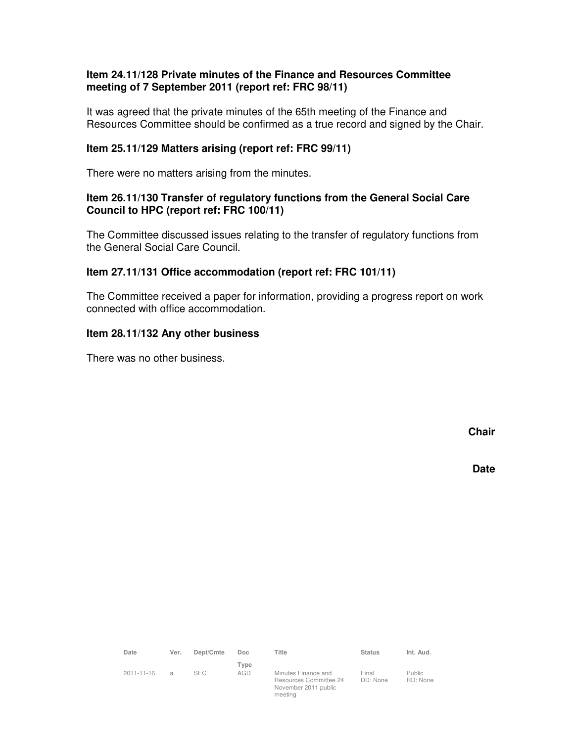**Item 24.11/128 Private minutes of the Finance and Resources Committee meeting of 7 September 2011 (report ref: FRC 98/11)**

It was agreed that the private minutes of the 65th meeting of the Finance and Resources Committee should be confirmed as a true record and signed by the Chair.

**Item 25.11/129 Matters arising (report ref: FRC 99/11)**

There were no matters arising from the minutes.

**Item 26.11/130 Transfer of regulatory functions from the General Social Care Council to HPC (report ref: FRC 100/11)**

The Committee discussed issues relating to the transfer of regulatory functions from the General Social Care Council.

**Item 27.11/131 Office accommodation (report ref: FRC 101/11)**

The Committee received a paper for information, providing a progress report on work connected with office accommodation.

**Item 28.11/132 Any other business**

There was no other business.

**Chair**

**Date**